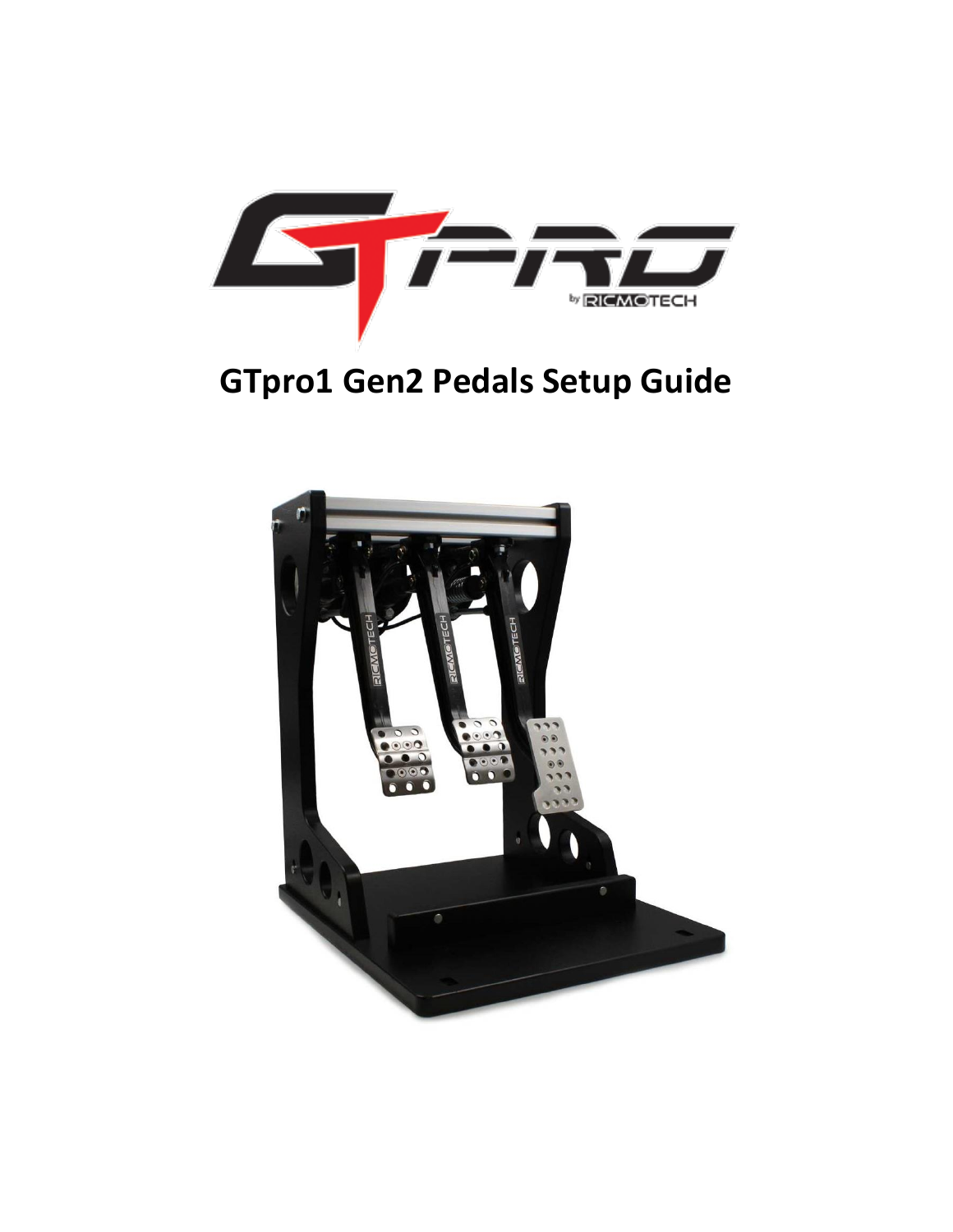# GTpro1 Gen2 Pedals Setup Guide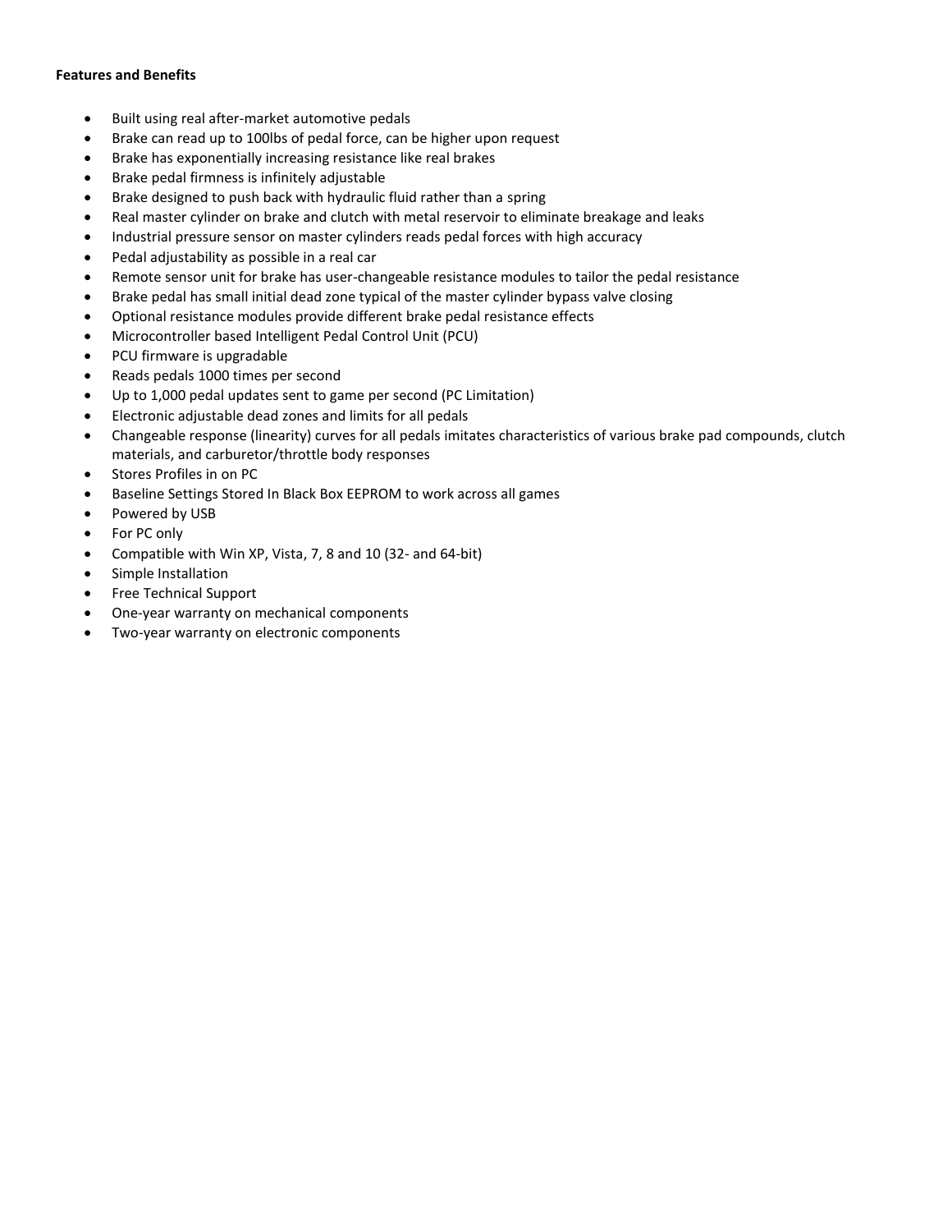**Features and Benefits**

- Built using real after-market automotive pedals
- Brake can read up to 100lbs of pedal force, can be higher upon request
- Brake has exponentially increasing resistance like real brakes
- Brake pedal firmness is infinitely adjustable
- Brake designed to push back with hydraulic fluid rather than a spring
- Real master cylinder on brake and clutch with metal reservoir to eliminate breakage and leaks
- Industrial pressure sensor on master cylinders reads pedal forces with high accuracy
- Pedal adjustability as possible in a real car
- Remote sensor unit for brake has user-changeable resistance modules to tailor the pedal resistance
- Brake pedal has small initial dead zone typical of the master cylinder bypass valve closing
- Optional resistance modules provide different brake pedal resistance effects
- Microcontroller based Intelligent Pedal Control Unit (PCU)
- PCU firmware is upgradable
- Reads pedals 1000 times per second
- Up to 1,000 pedal updates sent to game per second (PC Limitation)
- Electronic adjustable dead zones and limits for all pedals
- Changeable response (linearity) curves for all pedals imitates characteristics of various brake pad compounds, clutch materials, and carburetor/throttle body responses
- Stores Profiles in on PC
- Baseline Settings Stored In Black Box EEPROM to work across all games
- Powered by USB
- For PC only
- Compatible with Win XP, Vista, 7, 8 and 10 (32- and 64-bit)
- Simple Installation
- Free Technical Support
- One-year warranty on mechanical components
- Two-year warranty on electronic components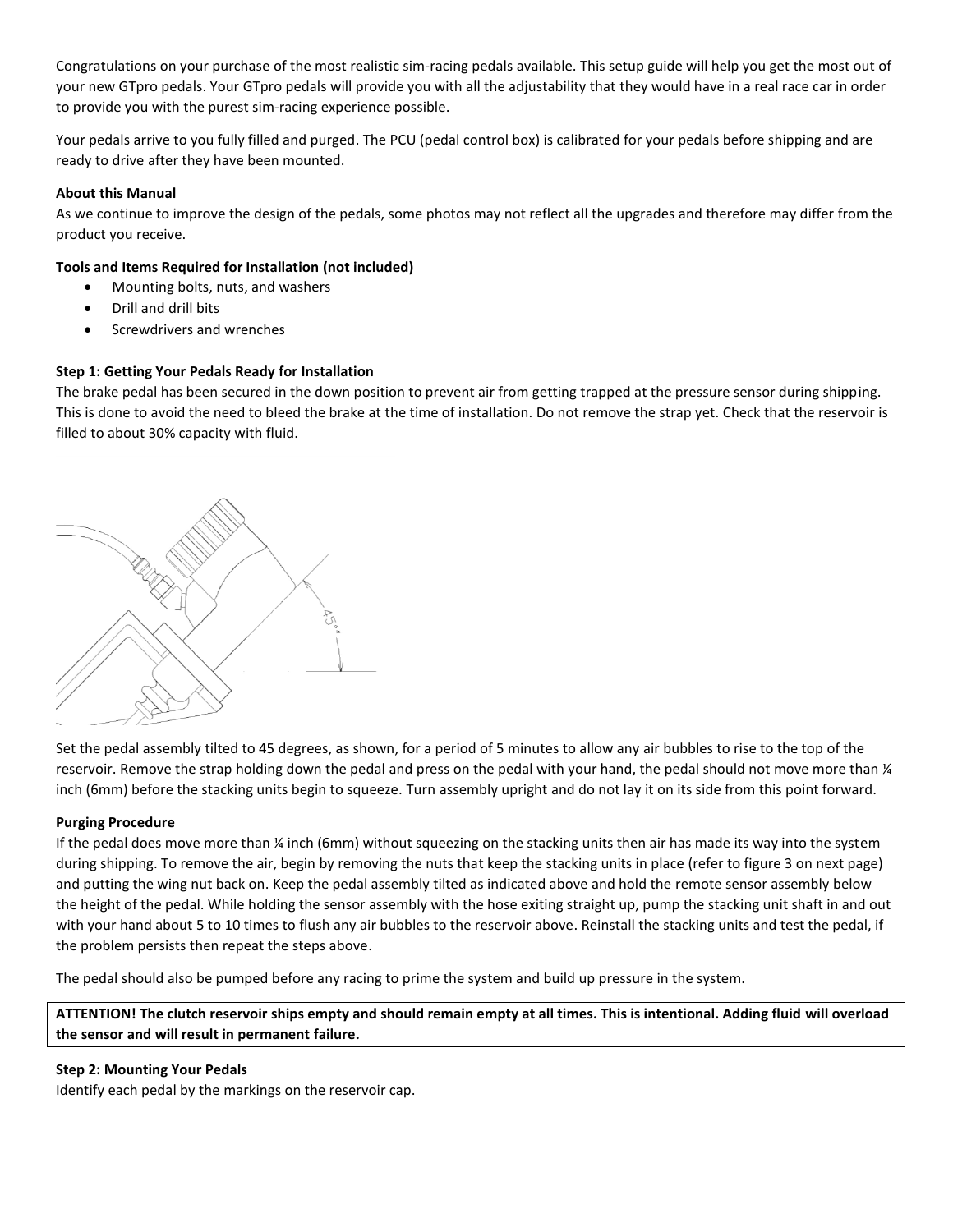Congratulations on your purchase of the most realistic sim-racing pedals available. This setup guide will help you get the most out of your new GTpro pedals. Your GTpro pedals will provide you with all the adjustability that they would have in a real race car in order to provide you with the purest sim-racing experience possible.

Your pedals arrive to you fully filled and purged. The PCU (pedal control box) is calibrated for your pedals before shipping and are ready to drive after they have been mounted.

**About this Manual**
As we continue to improve the design of the pedals, some photos may not reflect all the upgrades and therefore may differ from the product you receive.

**Tools and Items Required for Installation (not included)**

- Mounting bolts, nuts, and washers
- Drill and drill bits
- Screwdrivers and wrenches

**Step 1: Getting Your Pedals Ready for Installation**
The brake pedal has been secured in the down position to prevent air from getting trapped at the pressure sensor during shipping. This is done to avoid the need to bleed the brake at the time of installation. Do not remove the strap yet. Check that the reservoir is filled to about 30% capacity with fluid.

Set the pedal assembly tilted to 45 degrees, as shown, for a period of 5 minutes to allow any air bubbles to rise to the top of the reservoir. Remove the strap holding down the pedal and press on the pedal with your hand, the pedal should not move more than ¼ inch (6mm) before the stacking units begin to squeeze. Turn assembly upright and do not lay it on its side from this point forward.

**Purging Procedure**
If the pedal does move more than ¼ inch (6mm) without squeezing on the stacking units then air has made its way into the system during shipping. To remove the air, begin by removing the nuts that keep the stacking units in place (refer to figure 3 on next page) and putting the wing nut back on. Keep the pedal assembly tilted as indicated above and hold the remote sensor assembly below the height of the pedal. While holding the sensor assembly with the hose exiting straight up, pump the stacking unit shaft in and out with your hand about 5 to 10 times to flush any air bubbles to the reservoir above. Reinstall the stacking units and test the pedal, if the problem persists then repeat the steps above.

The pedal should also be pumped before any racing to prime the system and build up pressure in the system.

**ATTENTION! The clutch reservoir ships empty and should remain empty at all times. This is intentional. Adding fluid will overload the sensor and will result in permanent failure.**

**Step 2: Mounting Your Pedals**
Identify each pedal by the markings on the reservoir cap.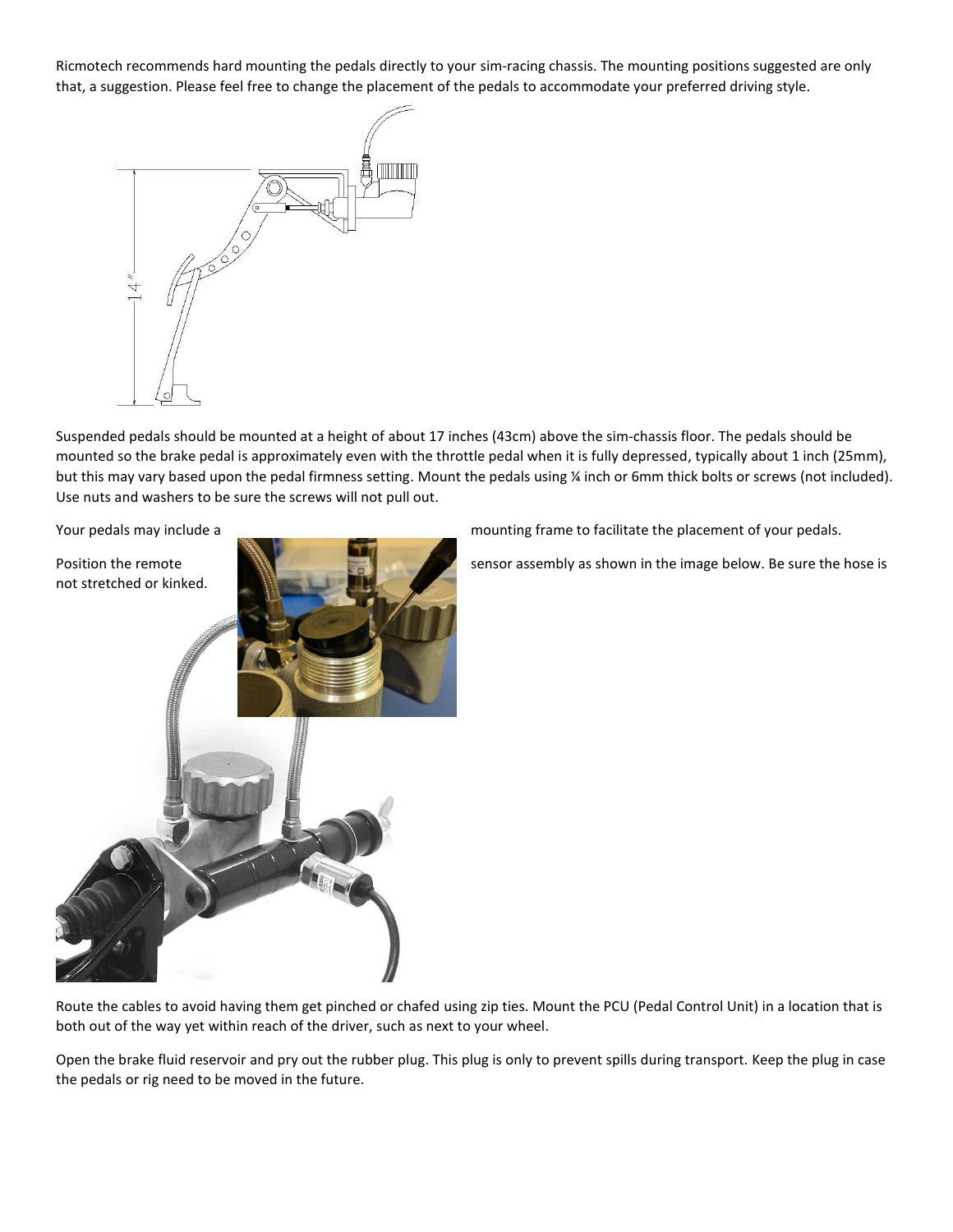Ricmotech recommends hard mounting the pedals directly to your sim-racing chassis. The mounting positions suggested are only that, a suggestion. Please feel free to change the placement of the pedals to accommodate your preferred driving style.

Suspended pedals should be mounted at a height of about 17 inches (43cm) above the sim-chassis floor. The pedals should be mounted so the brake pedal is approximately even with the throttle pedal when it is fully depressed, typically about 1 inch (25mm), but this may vary based upon the pedal firmness setting. Mount the pedals using ¼ inch or 6mm thick bolts or screws (not included). Use nuts and washers to be sure the screws will not pull out.

Your pedals may include a mounting frame to facilitate the placement of your pedals.

Position the remote sensor assembly as shown in the image below. Be sure the hose is not stretched or kinked.

Route the cables to avoid having them get pinched or chafed using zip ties. Mount the PCU (Pedal Control Unit) in a location that is both out of the way yet within reach of the driver, such as next to your wheel.

Open the brake fluid reservoir and pry out the rubber plug. This plug is only to prevent spills during transport. Keep the plug in case the pedals or rig need to be moved in the future.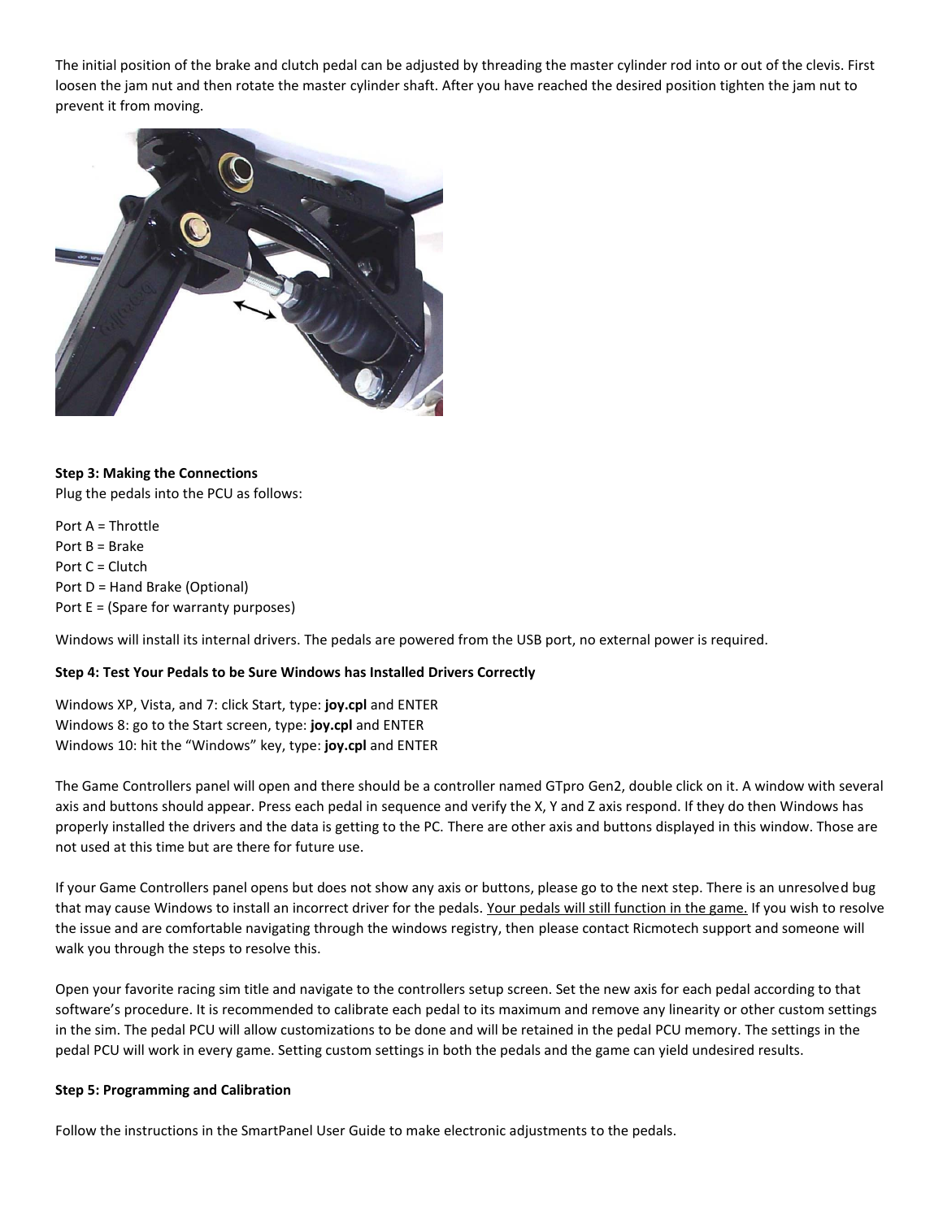The initial position of the brake and clutch pedal can be adjusted by threading the master cylinder rod into or out of the clevis. First loosen the jam nut and then rotate the master cylinder shaft. After you have reached the desired position tighten the jam nut to prevent it from moving.

**Step 3: Making the Connections**

Plug the pedals into the PCU as follows:

Port A = Throttle
Port B = Brake
Port C = Clutch
Port D = Hand Brake (Optional)
Port E = (Spare for warranty purposes)

Windows will install its internal drivers. The pedals are powered from the USB port, no external power is required.

**Step 4: Test Your Pedals to be Sure Windows has Installed Drivers Correctly**

Windows XP, Vista, and 7: click Start, type: **joy.cpl** and ENTER
Windows 8: go to the Start screen, type: **joy.cpl** and ENTER
Windows 10: hit the "Windows" key, type: **joy.cpl** and ENTER

The Game Controllers panel will open and there should be a controller named GTpro Gen2, double click on it. A window with several axis and buttons should appear. Press each pedal in sequence and verify the X, Y and Z axis respond. If they do then Windows has properly installed the drivers and the data is getting to the PC. There are other axis and buttons displayed in this window. Those are not used at this time but are there for future use.

If your Game Controllers panel opens but does not show any axis or buttons, please go to the next step. There is an unresolved bug that may cause Windows to install an incorrect driver for the pedals. <u>Your pedals will still function in the game.</u> If you wish to resolve the issue and are comfortable navigating through the windows registry, then please contact Ricmotech support and someone will walk you through the steps to resolve this.

Open your favorite racing sim title and navigate to the controllers setup screen. Set the new axis for each pedal according to that software's procedure. It is recommended to calibrate each pedal to its maximum and remove any linearity or other custom settings in the sim. The pedal PCU will allow customizations to be done and will be retained in the pedal PCU memory. The settings in the pedal PCU will work in every game. Setting custom settings in both the pedals and the game can yield undesired results.

**Step 5: Programming and Calibration**

Follow the instructions in the SmartPanel User Guide to make electronic adjustments to the pedals.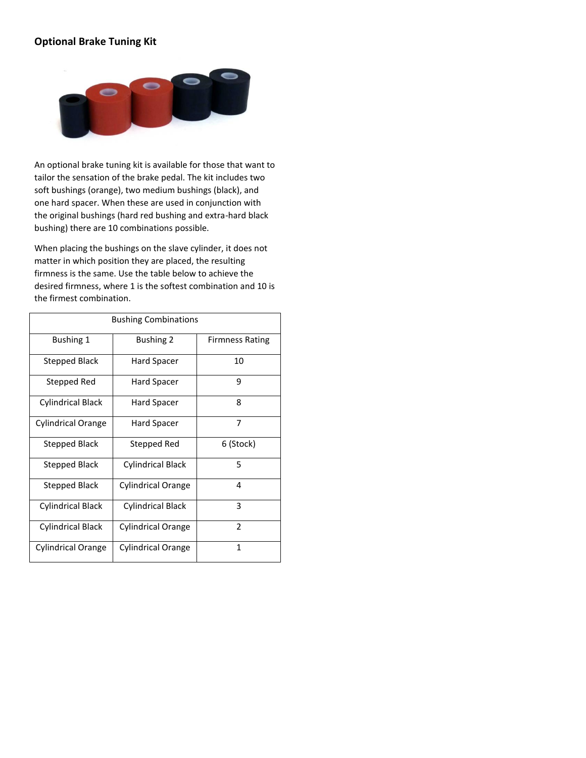## Optional Brake Tuning Kit

An optional brake tuning kit is available for those that want to tailor the sensation of the brake pedal. The kit includes two soft bushings (orange), two medium bushings (black), and one hard spacer. When these are used in conjunction with the original bushings (hard red bushing and extra-hard black bushing) there are 10 combinations possible.

When placing the bushings on the slave cylinder, it does not matter in which position they are placed, the resulting firmness is the same. Use the table below to achieve the desired firmness, where 1 is the softest combination and 10 is the firmest combination.

| Bushing Combinations | | |
|---|---|---|
| Bushing 1 | Bushing 2 | Firmness Rating |
| Stepped Black | Hard Spacer | 10 |
| Stepped Red | Hard Spacer | 9 |
| Cylindrical Black | Hard Spacer | 8 |
| Cylindrical Orange | Hard Spacer | 7 |
| Stepped Black | Stepped Red | 6 (Stock) |
| Stepped Black | Cylindrical Black | 5 |
| Stepped Black | Cylindrical Orange | 4 |
| Cylindrical Black | Cylindrical Black | 3 |
| Cylindrical Black | Cylindrical Orange | 2 |
| Cylindrical Orange | Cylindrical Orange | 1 |